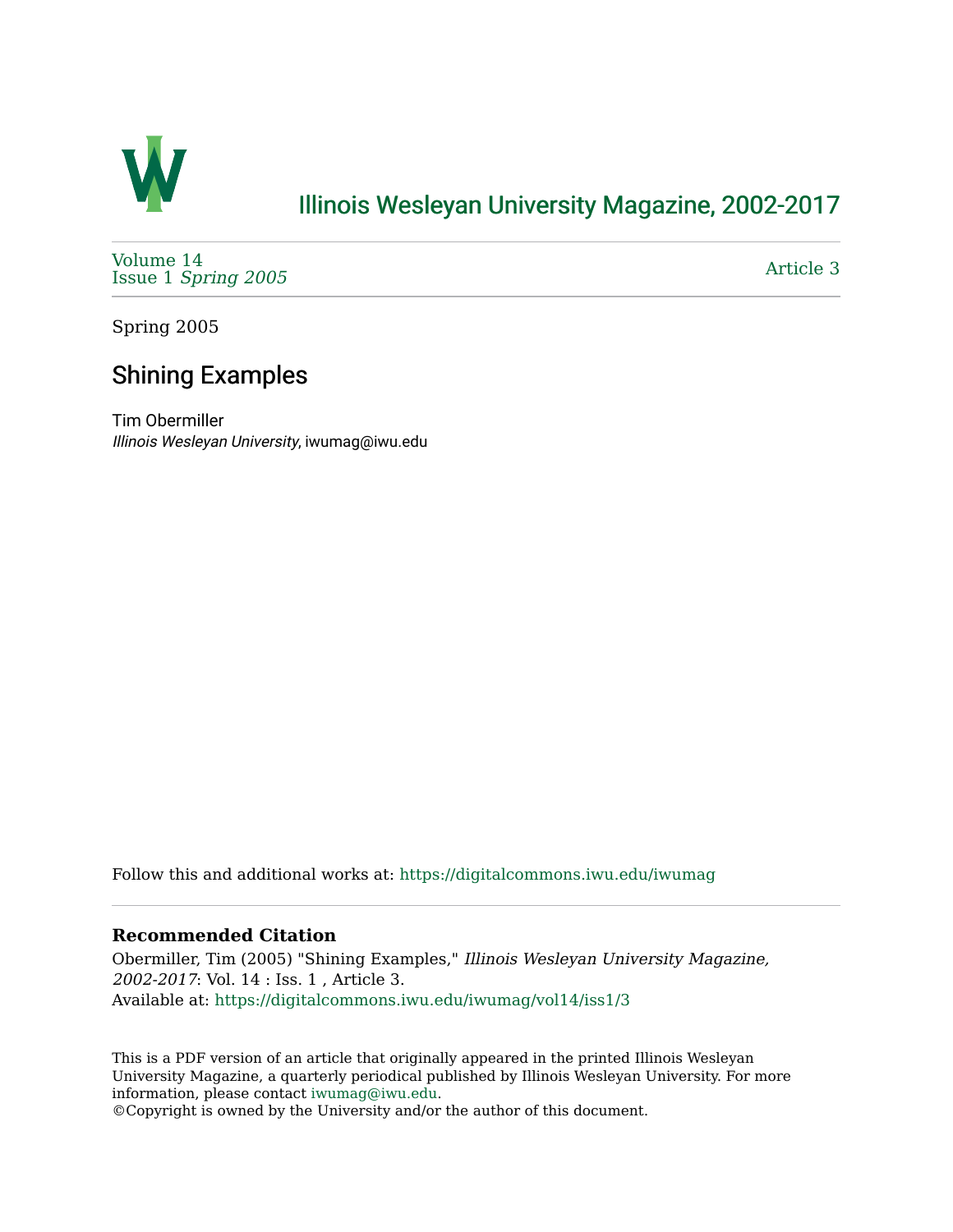# Illinois Wesleyan University Magazine, 2002-2017

Volume 14
Issue 1 *Spring 2005*

Article 3

Spring 2005

## Shining Examples

Tim Obermiller
*Illinois Wesleyan University*, iwumag@iwu.edu

Follow this and additional works at: https://digitalcommons.iwu.edu/iwumag

**Recommended Citation**

Obermiller, Tim (2005) "Shining Examples," *Illinois Wesleyan University Magazine, 2002-2017*: Vol. 14 : Iss. 1 , Article 3.
Available at: https://digitalcommons.iwu.edu/iwumag/vol14/iss1/3

This is a PDF version of an article that originally appeared in the printed Illinois Wesleyan University Magazine, a quarterly periodical published by Illinois Wesleyan University. For more information, please contact iwumag@iwu.edu.
©Copyright is owned by the University and/or the author of this document.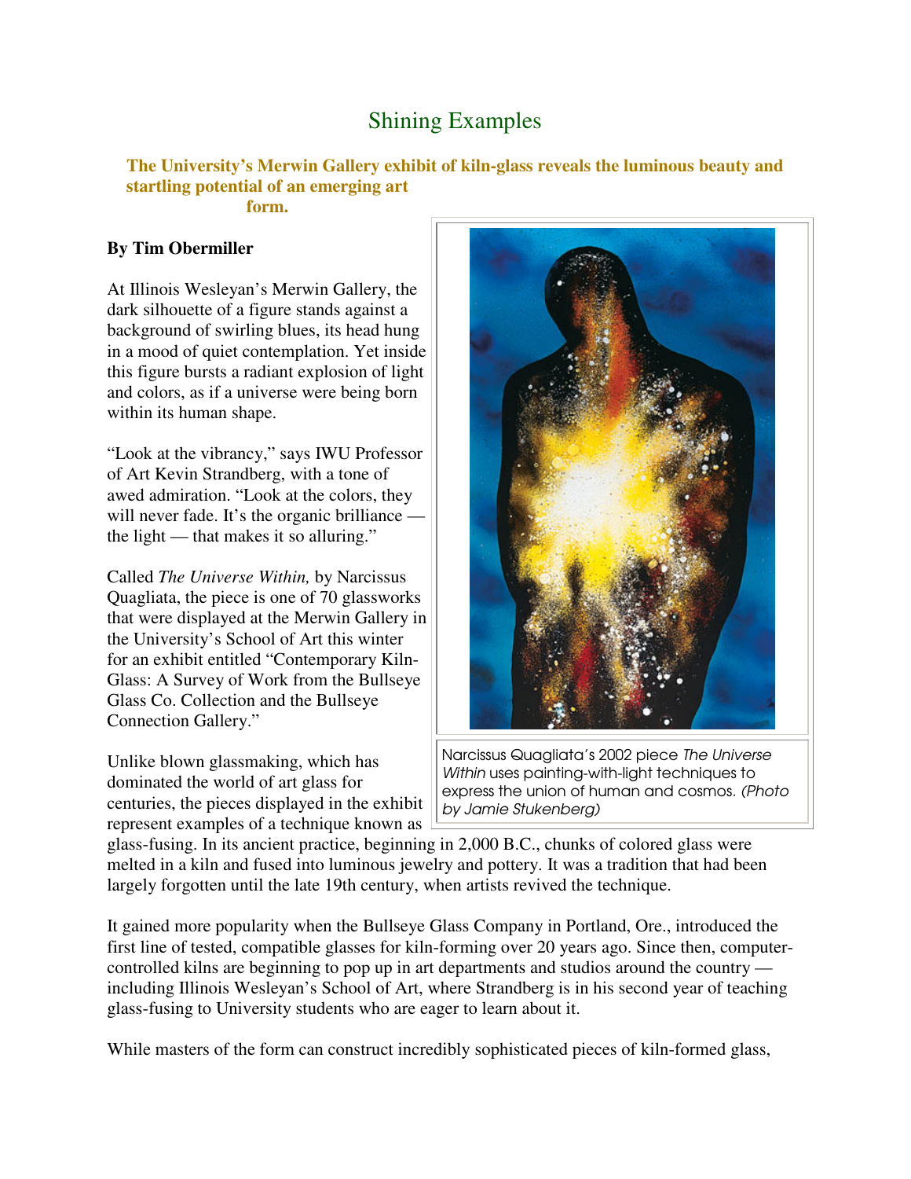# Shining Examples

**The University's Merwin Gallery exhibit of kiln-glass reveals the luminous beauty and startling potential of an emerging art form.**

**By Tim Obermiller**

At Illinois Wesleyan's Merwin Gallery, the dark silhouette of a figure stands against a background of swirling blues, its head hung in a mood of quiet contemplation. Yet inside this figure bursts a radiant explosion of light and colors, as if a universe were being born within its human shape.

"Look at the vibrancy," says IWU Professor of Art Kevin Strandberg, with a tone of awed admiration. "Look at the colors, they will never fade. It's the organic brilliance — the light — that makes it so alluring."

Called *The Universe Within,* by Narcissus Quagliata, the piece is one of 70 glassworks that were displayed at the Merwin Gallery in the University's School of Art this winter for an exhibit entitled "Contemporary Kiln-Glass: A Survey of Work from the Bullseye Glass Co. Collection and the Bullseye Connection Gallery."

Narcissus Quagliata's 2002 piece *The Universe Within* uses painting-with-light techniques to express the union of human and cosmos. *(Photo by Jamie Stukenberg)*

Unlike blown glassmaking, which has dominated the world of art glass for centuries, the pieces displayed in the exhibit represent examples of a technique known as glass-fusing. In its ancient practice, beginning in 2,000 B.C., chunks of colored glass were melted in a kiln and fused into luminous jewelry and pottery. It was a tradition that had been largely forgotten until the late 19th century, when artists revived the technique.

It gained more popularity when the Bullseye Glass Company in Portland, Ore., introduced the first line of tested, compatible glasses for kiln-forming over 20 years ago. Since then, computer-controlled kilns are beginning to pop up in art departments and studios around the country — including Illinois Wesleyan's School of Art, where Strandberg is in his second year of teaching glass-fusing to University students who are eager to learn about it.

While masters of the form can construct incredibly sophisticated pieces of kiln-formed glass,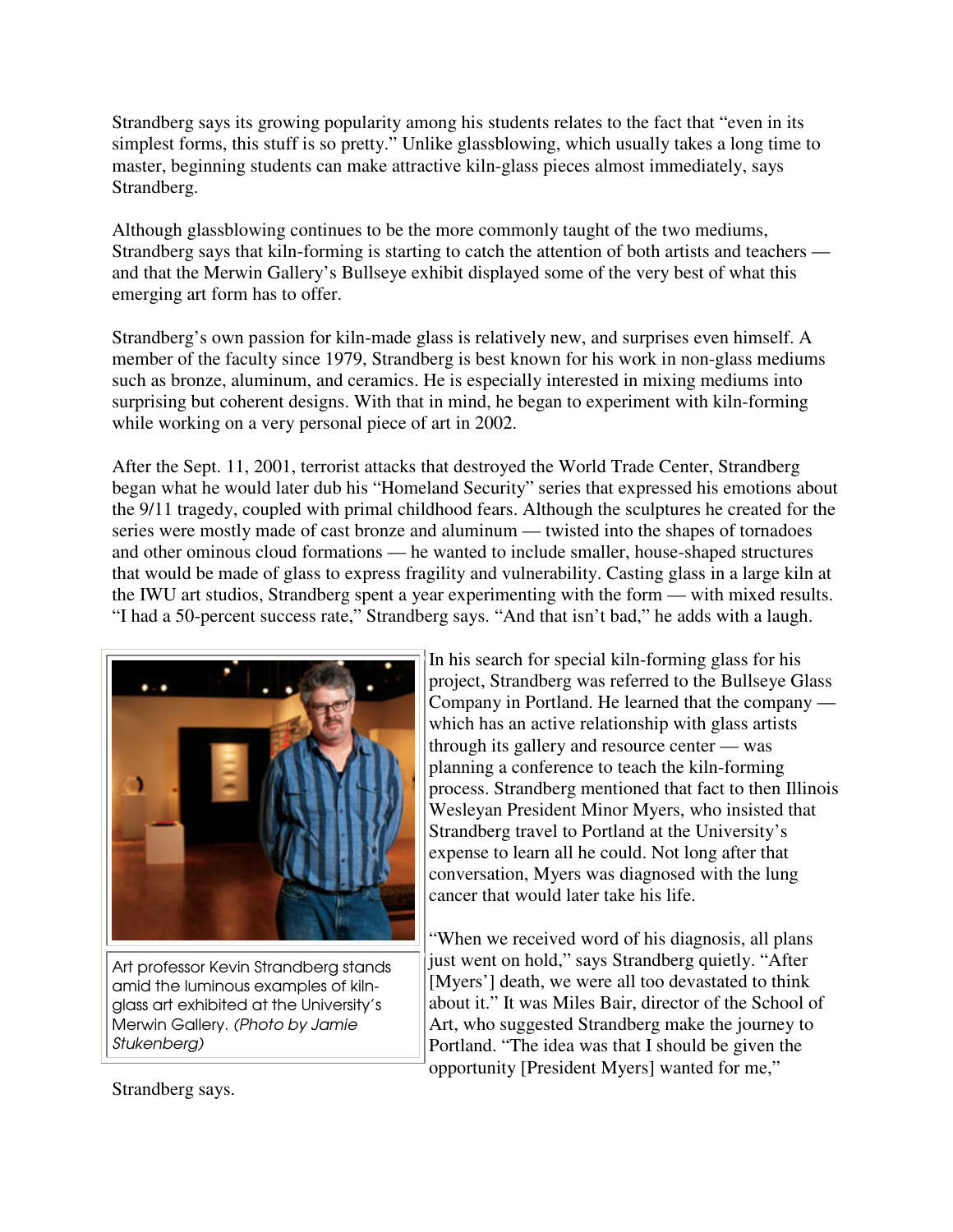Strandberg says its growing popularity among his students relates to the fact that “even in its simplest forms, this stuff is so pretty.” Unlike glassblowing, which usually takes a long time to master, beginning students can make attractive kiln-glass pieces almost immediately, says Strandberg.

Although glassblowing continues to be the more commonly taught of the two mediums, Strandberg says that kiln-forming is starting to catch the attention of both artists and teachers — and that the Merwin Gallery’s Bullseye exhibit displayed some of the very best of what this emerging art form has to offer.

Strandberg’s own passion for kiln-made glass is relatively new, and surprises even himself. A member of the faculty since 1979, Strandberg is best known for his work in non-glass mediums such as bronze, aluminum, and ceramics. He is especially interested in mixing mediums into surprising but coherent designs. With that in mind, he began to experiment with kiln-forming while working on a very personal piece of art in 2002.

After the Sept. 11, 2001, terrorist attacks that destroyed the World Trade Center, Strandberg began what he would later dub his “Homeland Security” series that expressed his emotions about the 9/11 tragedy, coupled with primal childhood fears. Although the sculptures he created for the series were mostly made of cast bronze and aluminum — twisted into the shapes of tornadoes and other ominous cloud formations — he wanted to include smaller, house-shaped structures that would be made of glass to express fragility and vulnerability. Casting glass in a large kiln at the IWU art studios, Strandberg spent a year experimenting with the form — with mixed results. “I had a 50-percent success rate,” Strandberg says. “And that isn’t bad,” he adds with a laugh.

Art professor Kevin Strandberg stands amid the luminous examples of kiln-glass art exhibited at the University’s Merwin Gallery. *(Photo by Jamie Stukenberg)*

In his search for special kiln-forming glass for his project, Strandberg was referred to the Bullseye Glass Company in Portland. He learned that the company — which has an active relationship with glass artists through its gallery and resource center — was planning a conference to teach the kiln-forming process. Strandberg mentioned that fact to then Illinois Wesleyan President Minor Myers, who insisted that Strandberg travel to Portland at the University’s expense to learn all he could. Not long after that conversation, Myers was diagnosed with the lung cancer that would later take his life.

“When we received word of his diagnosis, all plans just went on hold,” says Strandberg quietly. “After [Myers’] death, we were all too devastated to think about it.” It was Miles Bair, director of the School of Art, who suggested Strandberg make the journey to Portland. “The idea was that I should be given the opportunity [President Myers] wanted for me,” Strandberg says.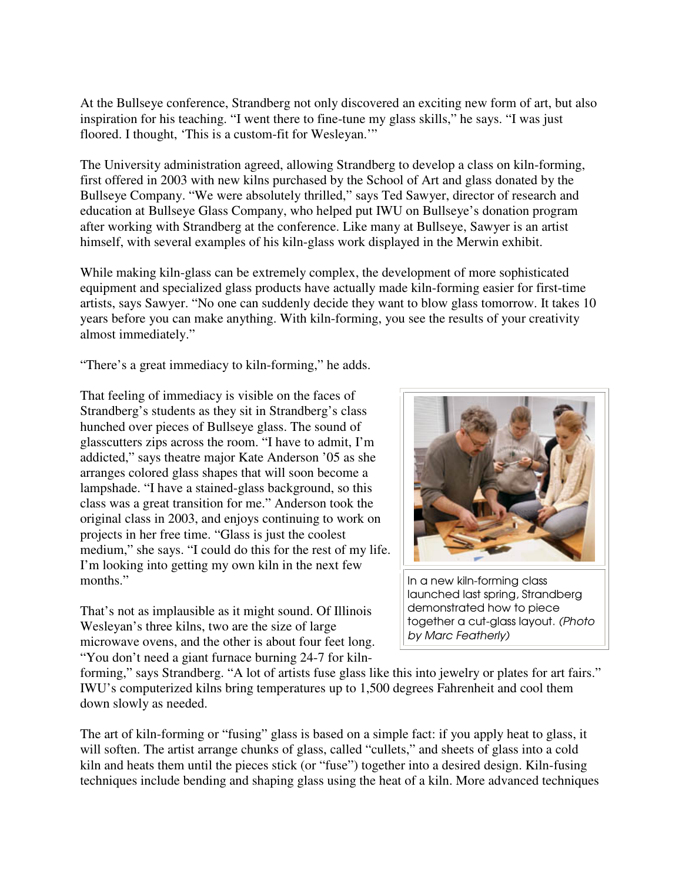At the Bullseye conference, Strandberg not only discovered an exciting new form of art, but also inspiration for his teaching. "I went there to fine-tune my glass skills," he says. "I was just floored. I thought, 'This is a custom-fit for Wesleyan.'"

The University administration agreed, allowing Strandberg to develop a class on kiln-forming, first offered in 2003 with new kilns purchased by the School of Art and glass donated by the Bullseye Company. "We were absolutely thrilled," says Ted Sawyer, director of research and education at Bullseye Glass Company, who helped put IWU on Bullseye's donation program after working with Strandberg at the conference. Like many at Bullseye, Sawyer is an artist himself, with several examples of his kiln-glass work displayed in the Merwin exhibit.

While making kiln-glass can be extremely complex, the development of more sophisticated equipment and specialized glass products have actually made kiln-forming easier for first-time artists, says Sawyer. "No one can suddenly decide they want to blow glass tomorrow. It takes 10 years before you can make anything. With kiln-forming, you see the results of your creativity almost immediately."

"There's a great immediacy to kiln-forming," he adds.

That feeling of immediacy is visible on the faces of Strandberg's students as they sit in Strandberg's class hunched over pieces of Bullseye glass. The sound of glasscutters zips across the room. "I have to admit, I'm addicted," says theatre major Kate Anderson '05 as she arranges colored glass shapes that will soon become a lampshade. "I have a stained-glass background, so this class was a great transition for me." Anderson took the original class in 2003, and enjoys continuing to work on projects in her free time. "Glass is just the coolest medium," she says. "I could do this for the rest of my life. I'm looking into getting my own kiln in the next few months."

In a new kiln-forming class launched last spring, Strandberg demonstrated how to piece together a cut-glass layout. *(Photo by Marc Featherly)*

That's not as implausible as it might sound. Of Illinois Wesleyan's three kilns, two are the size of large microwave ovens, and the other is about four feet long. "You don't need a giant furnace burning 24-7 for kiln-forming," says Strandberg. "A lot of artists fuse glass like this into jewelry or plates for art fairs." IWU's computerized kilns bring temperatures up to 1,500 degrees Fahrenheit and cool them down slowly as needed.

The art of kiln-forming or "fusing" glass is based on a simple fact: if you apply heat to glass, it will soften. The artist arrange chunks of glass, called "cullets," and sheets of glass into a cold kiln and heats them until the pieces stick (or "fuse") together into a desired design. Kiln-fusing techniques include bending and shaping glass using the heat of a kiln. More advanced techniques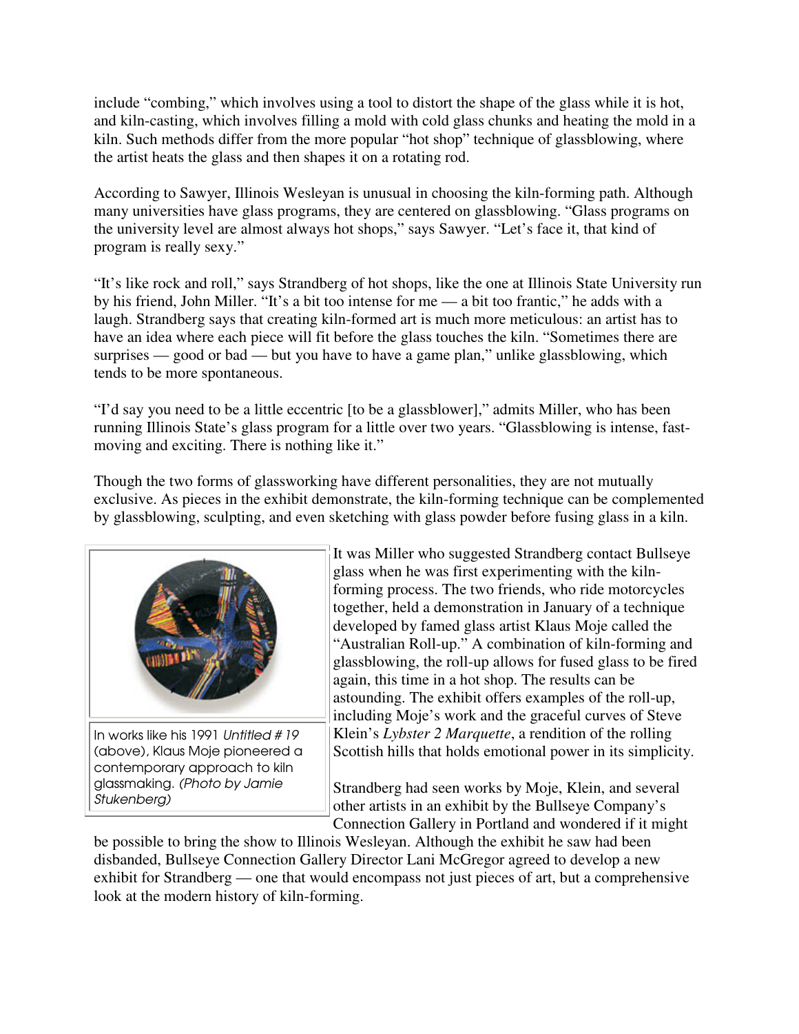include "combing," which involves using a tool to distort the shape of the glass while it is hot, and kiln-casting, which involves filling a mold with cold glass chunks and heating the mold in a kiln. Such methods differ from the more popular "hot shop" technique of glassblowing, where the artist heats the glass and then shapes it on a rotating rod.

According to Sawyer, Illinois Wesleyan is unusual in choosing the kiln-forming path. Although many universities have glass programs, they are centered on glassblowing. "Glass programs on the university level are almost always hot shops," says Sawyer. "Let's face it, that kind of program is really sexy."

"It's like rock and roll," says Strandberg of hot shops, like the one at Illinois State University run by his friend, John Miller. "It's a bit too intense for me — a bit too frantic," he adds with a laugh. Strandberg says that creating kiln-formed art is much more meticulous: an artist has to have an idea where each piece will fit before the glass touches the kiln. "Sometimes there are surprises — good or bad — but you have to have a game plan," unlike glassblowing, which tends to be more spontaneous.

"I'd say you need to be a little eccentric [to be a glassblower]," admits Miller, who has been running Illinois State's glass program for a little over two years. "Glassblowing is intense, fast-moving and exciting. There is nothing like it."

Though the two forms of glassworking have different personalities, they are not mutually exclusive. As pieces in the exhibit demonstrate, the kiln-forming technique can be complemented by glassblowing, sculpting, and even sketching with glass powder before fusing glass in a kiln.

In works like his 1991 *Untitled # 19* (above), Klaus Moje pioneered a contemporary approach to kiln glassmaking. *(Photo by Jamie Stukenberg)*

It was Miller who suggested Strandberg contact Bullseye glass when he was first experimenting with the kiln-forming process. The two friends, who ride motorcycles together, held a demonstration in January of a technique developed by famed glass artist Klaus Moje called the "Australian Roll-up." A combination of kiln-forming and glassblowing, the roll-up allows for fused glass to be fired again, this time in a hot shop. The results can be astounding. The exhibit offers examples of the roll-up, including Moje's work and the graceful curves of Steve Klein's *Lybster 2 Marquette*, a rendition of the rolling Scottish hills that holds emotional power in its simplicity.

Strandberg had seen works by Moje, Klein, and several other artists in an exhibit by the Bullseye Company's Connection Gallery in Portland and wondered if it might be possible to bring the show to Illinois Wesleyan. Although the exhibit he saw had been disbanded, Bullseye Connection Gallery Director Lani McGregor agreed to develop a new exhibit for Strandberg — one that would encompass not just pieces of art, but a comprehensive look at the modern history of kiln-forming.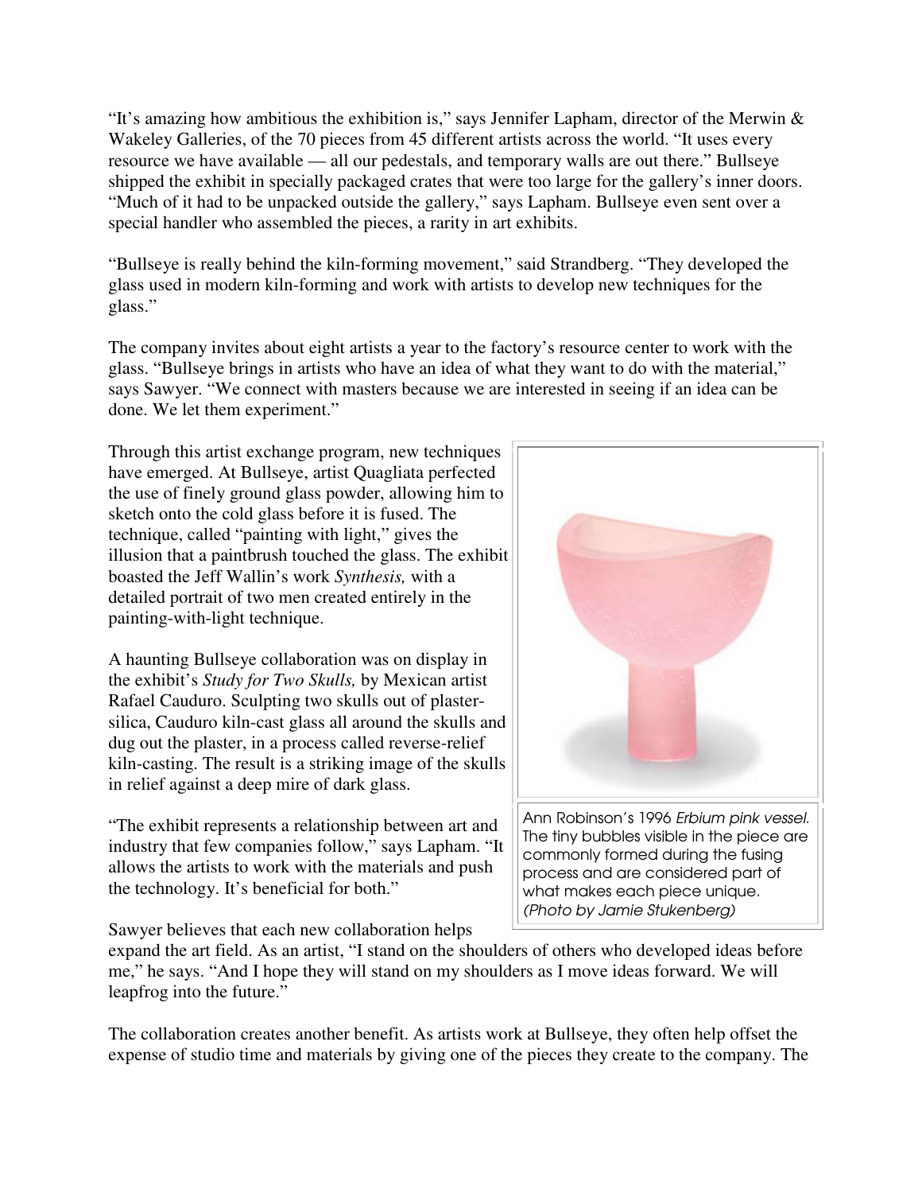"It's amazing how ambitious the exhibition is," says Jennifer Lapham, director of the Merwin & Wakeley Galleries, of the 70 pieces from 45 different artists across the world. "It uses every resource we have available — all our pedestals, and temporary walls are out there." Bullseye shipped the exhibit in specially packaged crates that were too large for the gallery's inner doors. "Much of it had to be unpacked outside the gallery," says Lapham. Bullseye even sent over a special handler who assembled the pieces, a rarity in art exhibits.

"Bullseye is really behind the kiln-forming movement," said Strandberg. "They developed the glass used in modern kiln-forming and work with artists to develop new techniques for the glass."

The company invites about eight artists a year to the factory's resource center to work with the glass. "Bullseye brings in artists who have an idea of what they want to do with the material," says Sawyer. "We connect with masters because we are interested in seeing if an idea can be done. We let them experiment."

Through this artist exchange program, new techniques have emerged. At Bullseye, artist Quagliata perfected the use of finely ground glass powder, allowing him to sketch onto the cold glass before it is fused. The technique, called "painting with light," gives the illusion that a paintbrush touched the glass. The exhibit boasted the Jeff Wallin's work *Synthesis,* with a detailed portrait of two men created entirely in the painting-with-light technique.

A haunting Bullseye collaboration was on display in the exhibit's *Study for Two Skulls,* by Mexican artist Rafael Cauduro. Sculpting two skulls out of plaster-silica, Cauduro kiln-cast glass all around the skulls and dug out the plaster, in a process called reverse-relief kiln-casting. The result is a striking image of the skulls in relief against a deep mire of dark glass.

Ann Robinson's 1996 *Erbium pink vessel.* The tiny bubbles visible in the piece are commonly formed during the fusing process and are considered part of what makes each piece unique. *(Photo by Jamie Stukenberg)*

"The exhibit represents a relationship between art and industry that few companies follow," says Lapham. "It allows the artists to work with the materials and push the technology. It's beneficial for both."

Sawyer believes that each new collaboration helps expand the art field. As an artist, "I stand on the shoulders of others who developed ideas before me," he says. "And I hope they will stand on my shoulders as I move ideas forward. We will leapfrog into the future."

The collaboration creates another benefit. As artists work at Bullseye, they often help offset the expense of studio time and materials by giving one of the pieces they create to the company. The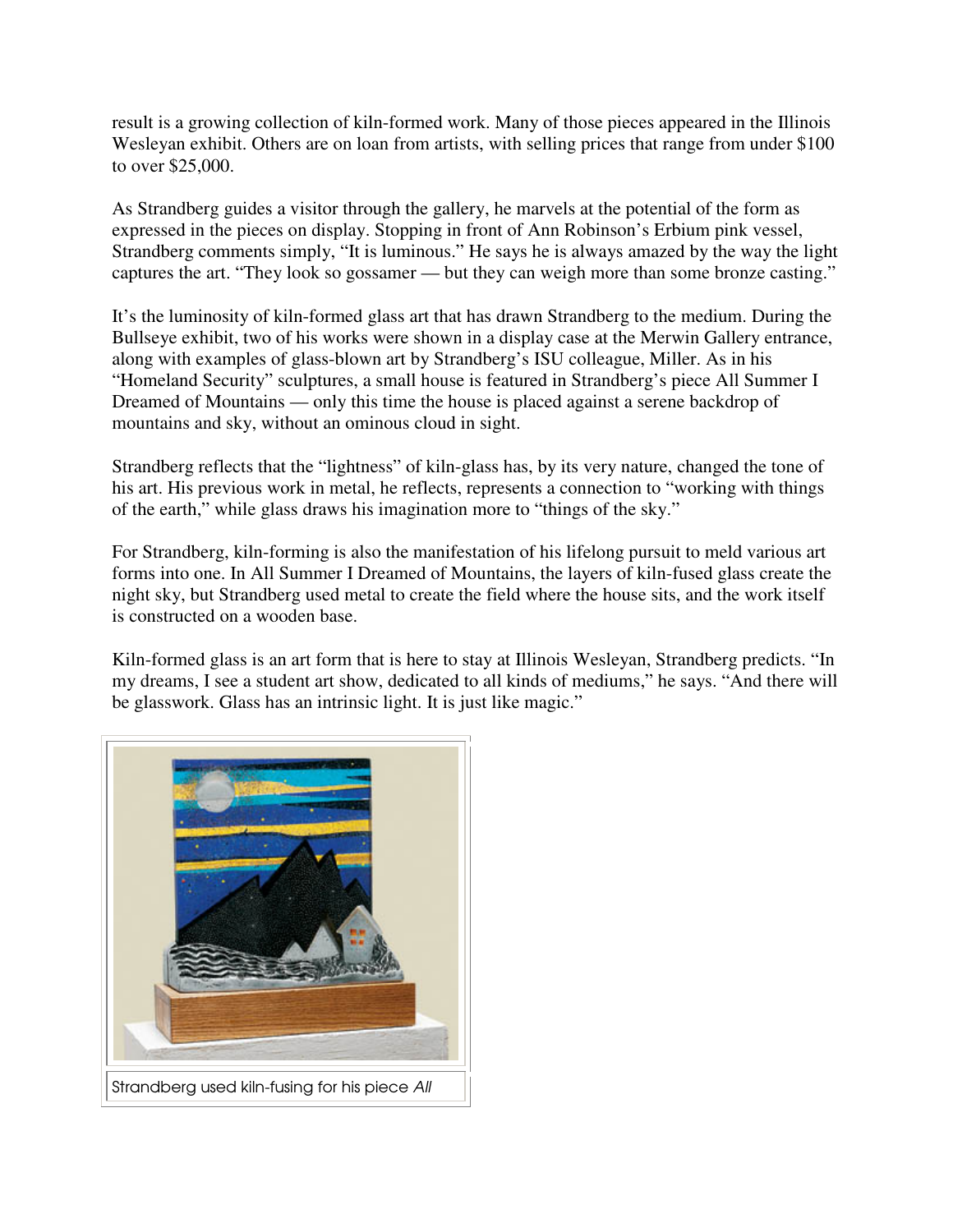result is a growing collection of kiln-formed work. Many of those pieces appeared in the Illinois Wesleyan exhibit. Others are on loan from artists, with selling prices that range from under $100 to over $25,000.

As Strandberg guides a visitor through the gallery, he marvels at the potential of the form as expressed in the pieces on display. Stopping in front of Ann Robinson's Erbium pink vessel, Strandberg comments simply, "It is luminous." He says he is always amazed by the way the light captures the art. "They look so gossamer — but they can weigh more than some bronze casting."

It's the luminosity of kiln-formed glass art that has drawn Strandberg to the medium. During the Bullseye exhibit, two of his works were shown in a display case at the Merwin Gallery entrance, along with examples of glass-blown art by Strandberg's ISU colleague, Miller. As in his "Homeland Security" sculptures, a small house is featured in Strandberg's piece All Summer I Dreamed of Mountains — only this time the house is placed against a serene backdrop of mountains and sky, without an ominous cloud in sight.

Strandberg reflects that the "lightness" of kiln-glass has, by its very nature, changed the tone of his art. His previous work in metal, he reflects, represents a connection to "working with things of the earth," while glass draws his imagination more to "things of the sky."

For Strandberg, kiln-forming is also the manifestation of his lifelong pursuit to meld various art forms into one. In All Summer I Dreamed of Mountains, the layers of kiln-fused glass create the night sky, but Strandberg used metal to create the field where the house sits, and the work itself is constructed on a wooden base.

Kiln-formed glass is an art form that is here to stay at Illinois Wesleyan, Strandberg predicts. "In my dreams, I see a student art show, dedicated to all kinds of mediums," he says. "And there will be glasswork. Glass has an intrinsic light. It is just like magic."

Strandberg used kiln-fusing for his piece *All*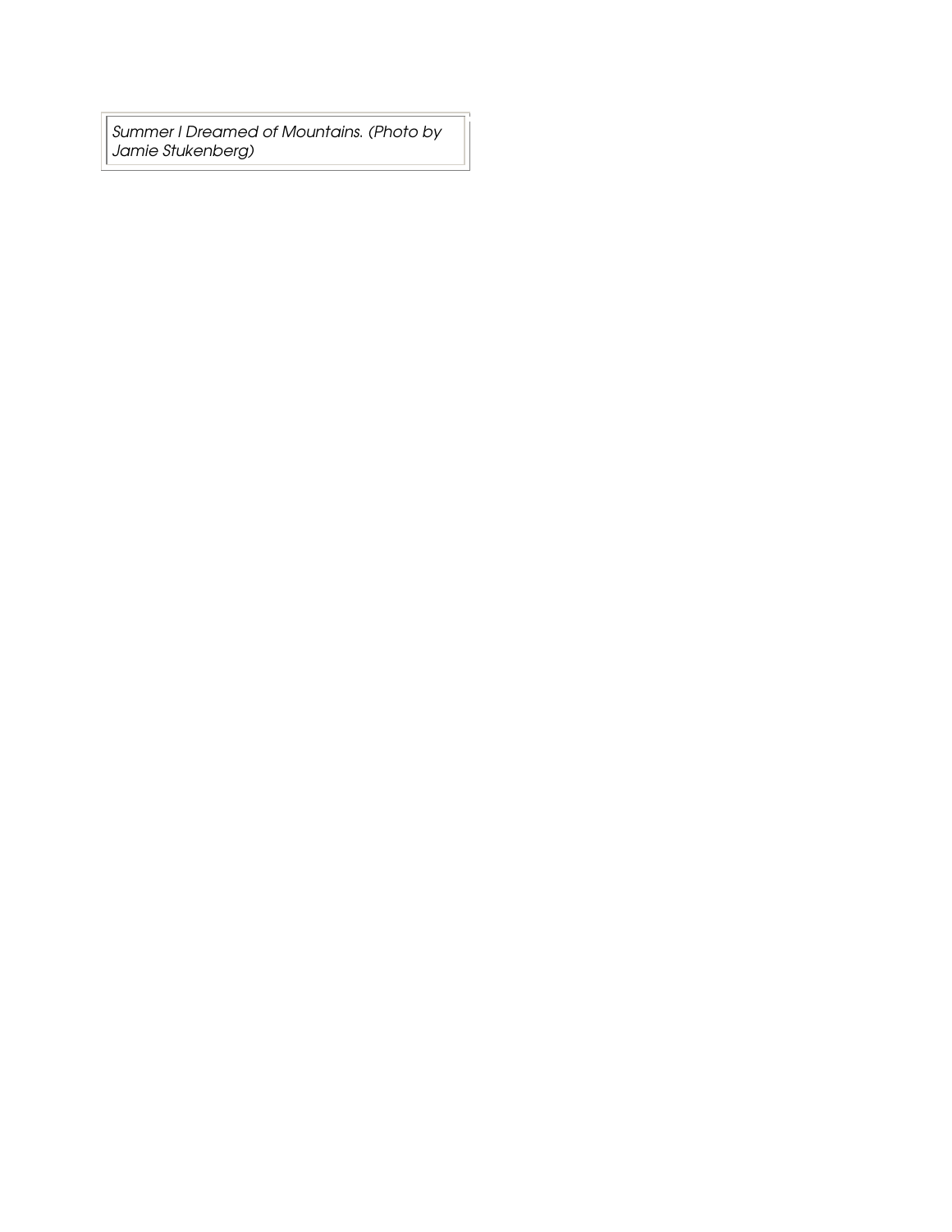*Summer I Dreamed of Mountains. (Photo by Jamie Stukenberg)*